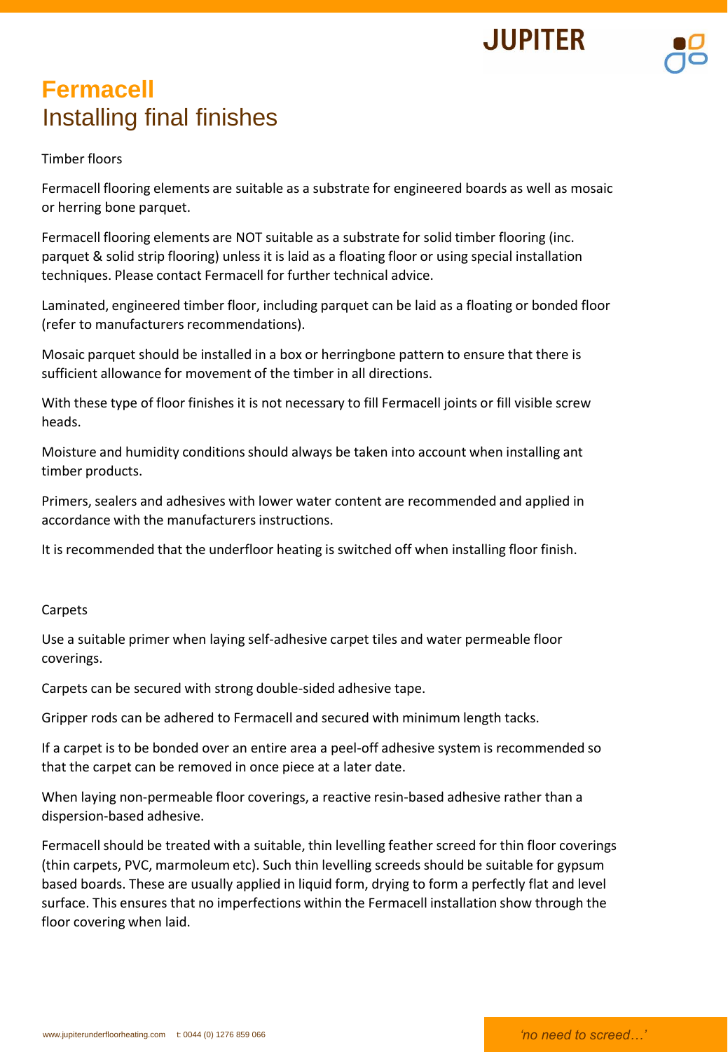# Fermacell
## Installing final finishes

### Timber floors

Fermacell flooring elements are suitable as a substrate for engineered boards as well as mosaic or herring bone parquet.

Fermacell flooring elements are NOT suitable as a substrate for solid timber flooring (inc. parquet & solid strip flooring) unless it is laid as a floating floor or using special installation techniques. Please contact Fermacell for further technical advice.

Laminated, engineered timber floor, including parquet can be laid as a floating or bonded floor (refer to manufacturers recommendations).

Mosaic parquet should be installed in a box or herringbone pattern to ensure that there is sufficient allowance for movement of the timber in all directions.

With these type of floor finishes it is not necessary to fill Fermacell joints or fill visible screw heads.

Moisture and humidity conditions should always be taken into account when installing ant timber products.

Primers, sealers and adhesives with lower water content are recommended and applied in accordance with the manufacturers instructions.

It is recommended that the underfloor heating is switched off when installing floor finish.

### Carpets

Use a suitable primer when laying self-adhesive carpet tiles and water permeable floor coverings.

Carpets can be secured with strong double-sided adhesive tape.

Gripper rods can be adhered to Fermacell and secured with minimum length tacks.

If a carpet is to be bonded over an entire area a peel-off adhesive system is recommended so that the carpet can be removed in once piece at a later date.

When laying non-permeable floor coverings, a reactive resin-based adhesive rather than a dispersion-based adhesive.

Fermacell should be treated with a suitable, thin levelling feather screed for thin floor coverings (thin carpets, PVC, marmoleum etc). Such thin levelling screeds should be suitable for gypsum based boards. These are usually applied in liquid form, drying to form a perfectly flat and level surface. This ensures that no imperfections within the Fermacell installation show through the floor covering when laid.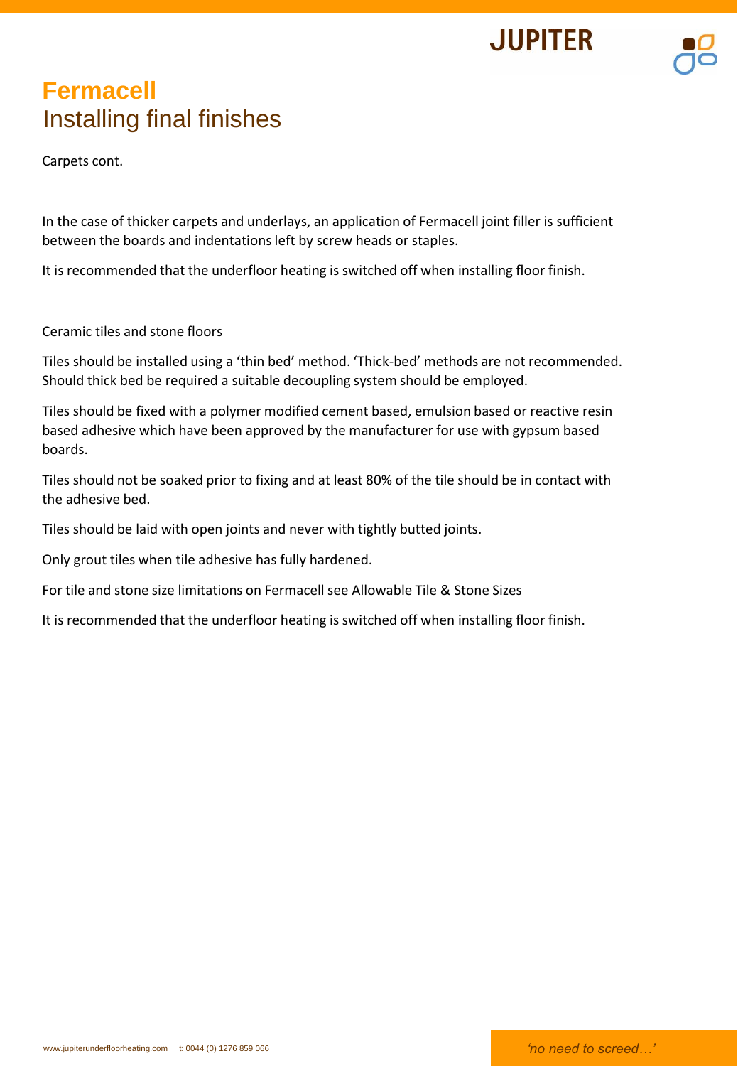# Fermacell

## Installing final finishes

Carpets cont.

In the case of thicker carpets and underlays, an application of Fermacell joint filler is sufficient between the boards and indentations left by screw heads or staples.

It is recommended that the underfloor heating is switched off when installing floor finish.

Ceramic tiles and stone floors

Tiles should be installed using a 'thin bed' method. 'Thick-bed' methods are not recommended. Should thick bed be required a suitable decoupling system should be employed.

Tiles should be fixed with a polymer modified cement based, emulsion based or reactive resin based adhesive which have been approved by the manufacturer for use with gypsum based boards.

Tiles should not be soaked prior to fixing and at least 80% of the tile should be in contact with the adhesive bed.

Tiles should be laid with open joints and never with tightly butted joints.

Only grout tiles when tile adhesive has fully hardened.

For tile and stone size limitations on Fermacell see Allowable Tile & Stone Sizes

It is recommended that the underfloor heating is switched off when installing floor finish.